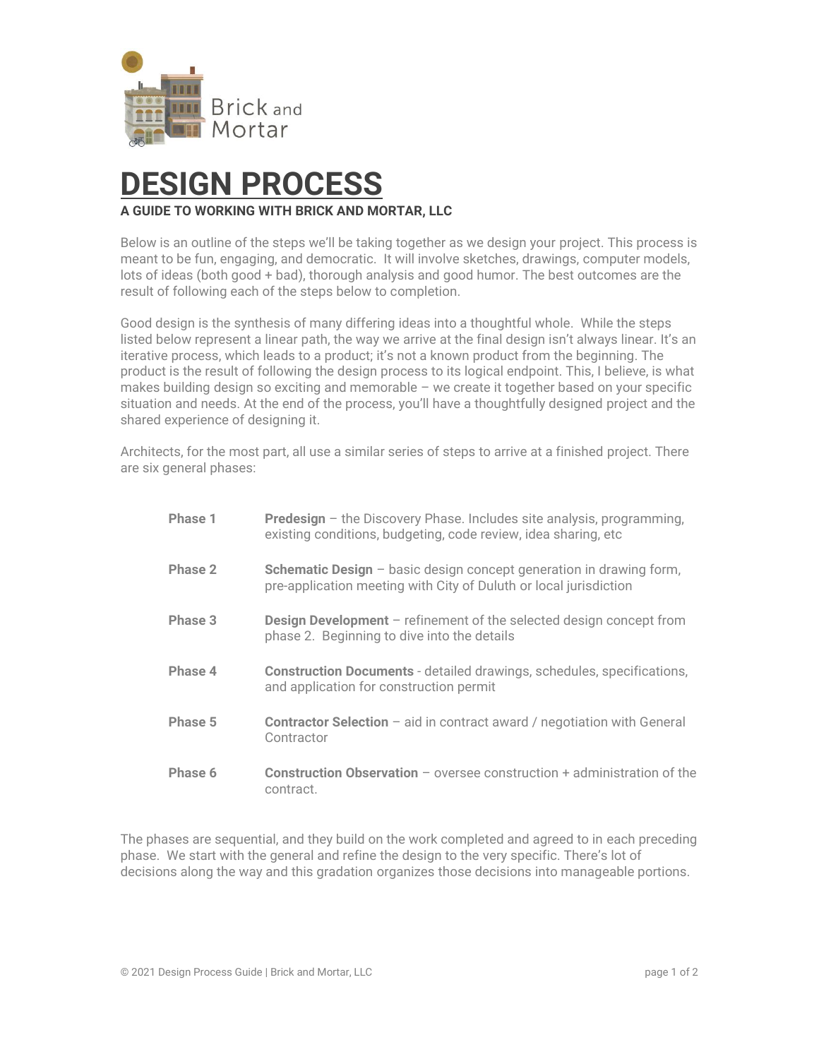Brick and Mortar

# DESIGN PROCESS

**A GUIDE TO WORKING WITH BRICK AND MORTAR, LLC**

Below is an outline of the steps we'll be taking together as we design your project. This process is meant to be fun, engaging, and democratic. It will involve sketches, drawings, computer models, lots of ideas (both good + bad), thorough analysis and good humor. The best outcomes are the result of following each of the steps below to completion.

Good design is the synthesis of many differing ideas into a thoughtful whole. While the steps listed below represent a linear path, the way we arrive at the final design isn't always linear. It's an iterative process, which leads to a product; it's not a known product from the beginning. The product is the result of following the design process to its logical endpoint. This, I believe, is what makes building design so exciting and memorable – we create it together based on your specific situation and needs. At the end of the process, you'll have a thoughtfully designed project and the shared experience of designing it.

Architects, for the most part, all use a similar series of steps to arrive at a finished project. There are six general phases:

| | |
|---|---|
| **Phase 1** | **Predesign** – the Discovery Phase. Includes site analysis, programming, existing conditions, budgeting, code review, idea sharing, etc |
| **Phase 2** | **Schematic Design** – basic design concept generation in drawing form, pre-application meeting with City of Duluth or local jurisdiction |
| **Phase 3** | **Design Development** – refinement of the selected design concept from phase 2. Beginning to dive into the details |
| **Phase 4** | **Construction Documents** - detailed drawings, schedules, specifications, and application for construction permit |
| **Phase 5** | **Contractor Selection** – aid in contract award / negotiation with General Contractor |
| **Phase 6** | **Construction Observation** – oversee construction + administration of the contract. |

The phases are sequential, and they build on the work completed and agreed to in each preceding phase. We start with the general and refine the design to the very specific. There's lot of decisions along the way and this gradation organizes those decisions into manageable portions.

© 2021 Design Process Guide | Brick and Mortar, LLC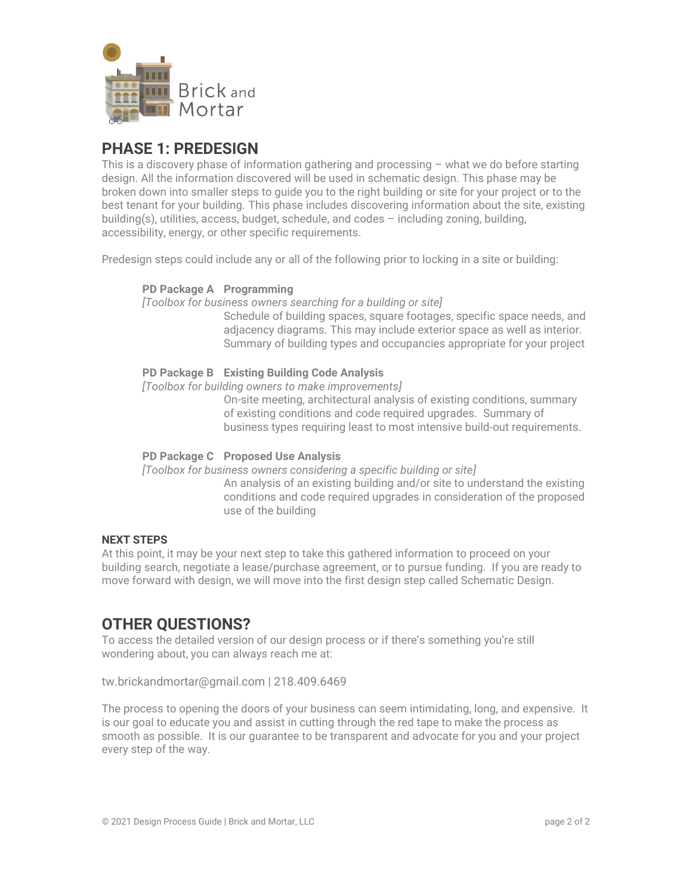Brick and Mortar

## PHASE 1: PREDESIGN

This is a discovery phase of information gathering and processing – what we do before starting design. All the information discovered will be used in schematic design. This phase may be broken down into smaller steps to guide you to the right building or site for your project or to the best tenant for your building. This phase includes discovering information about the site, existing building(s), utilities, access, budget, schedule, and codes – including zoning, building, accessibility, energy, or other specific requirements.

Predesign steps could include any or all of the following prior to locking in a site or building:

**PD Package A Programming**
*[Toolbox for business owners searching for a building or site]*
Schedule of building spaces, square footages, specific space needs, and adjacency diagrams. This may include exterior space as well as interior. Summary of building types and occupancies appropriate for your project

**PD Package B Existing Building Code Analysis**
*[Toolbox for building owners to make improvements]*
On-site meeting, architectural analysis of existing conditions, summary of existing conditions and code required upgrades. Summary of business types requiring least to most intensive build-out requirements.

**PD Package C Proposed Use Analysis**
*[Toolbox for business owners considering a specific building or site]*
An analysis of an existing building and/or site to understand the existing conditions and code required upgrades in consideration of the proposed use of the building

**NEXT STEPS**

At this point, it may be your next step to take this gathered information to proceed on your building search, negotiate a lease/purchase agreement, or to pursue funding. If you are ready to move forward with design, we will move into the first design step called Schematic Design.

## OTHER QUESTIONS?

To access the detailed version of our design process or if there's something you're still wondering about, you can always reach me at:

tw.brickandmortar@gmail.com | 218.409.6469

The process to opening the doors of your business can seem intimidating, long, and expensive. It is our goal to educate you and assist in cutting through the red tape to make the process as smooth as possible. It is our guarantee to be transparent and advocate for you and your project every step of the way.

© 2021 Design Process Guide | Brick and Mortar, LLC